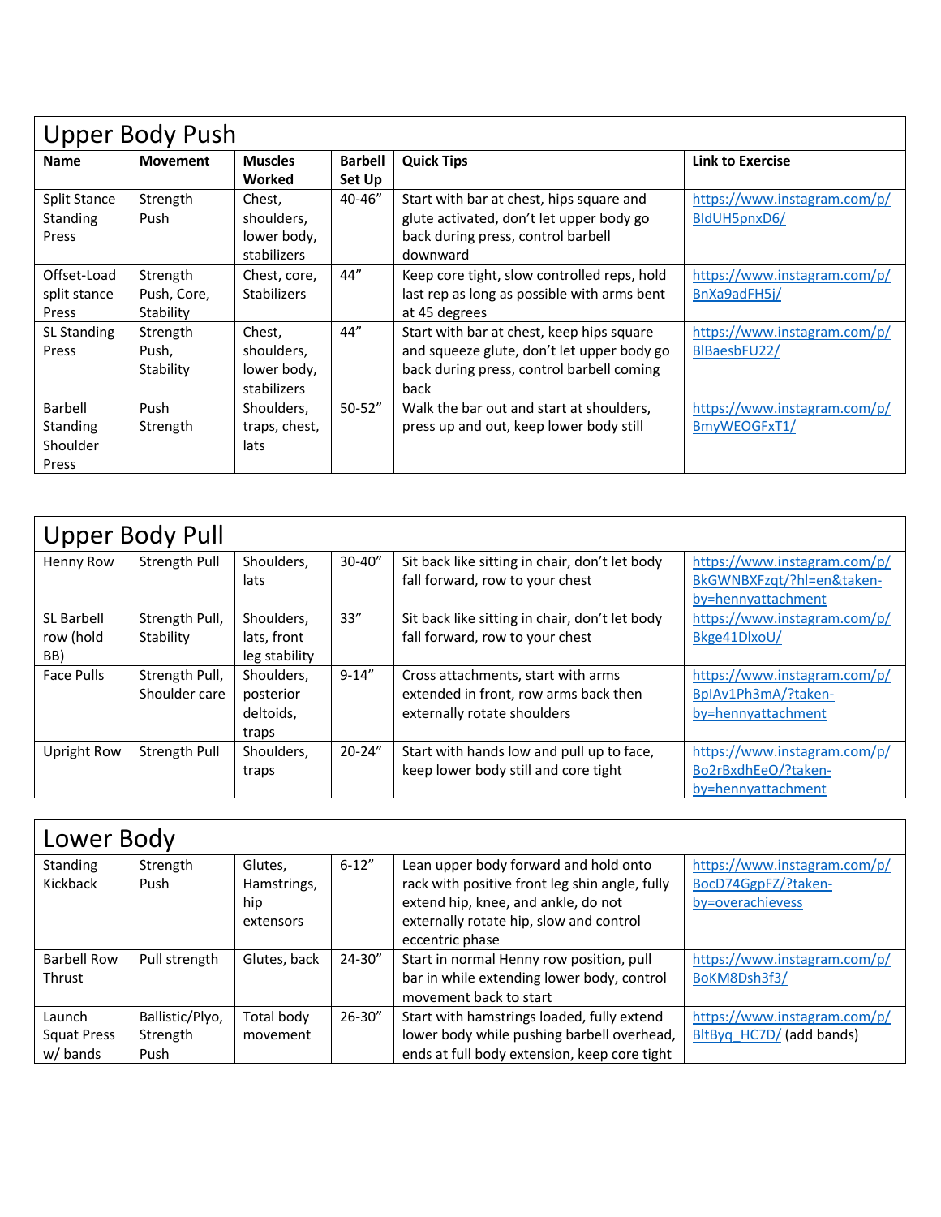## Upper Body Push

| Name | Movement | Muscles Worked | Barbell Set Up | Quick Tips | Link to Exercise |
|---|---|---|---|---|---|
| Split Stance Standing Press | Strength Push | Chest, shoulders, lower body, stabilizers | 40-46" | Start with bar at chest, hips square and glute activated, don't let upper body go back during press, control barbell downward | https://www.instagram.com/p/BldUH5pnxD6/ |
| Offset-Load split stance Press | Strength Push, Core, Stability | Chest, core, Stabilizers | 44" | Keep core tight, slow controlled reps, hold last rep as long as possible with arms bent at 45 degrees | https://www.instagram.com/p/BnXa9adFH5j/ |
| SL Standing Press | Strength Push, Stability | Chest, shoulders, lower body, stabilizers | 44" | Start with bar at chest, keep hips square and squeeze glute, don't let upper body go back during press, control barbell coming back | https://www.instagram.com/p/BlBaesbFU22/ |
| Barbell Standing Shoulder Press | Push Strength | Shoulders, traps, chest, lats | 50-52" | Walk the bar out and start at shoulders, press up and out, keep lower body still | https://www.instagram.com/p/BmyWEOGFxT1/ |

## Upper Body Pull

| Name | Movement | Muscles Worked | Barbell Set Up | Quick Tips | Link to Exercise |
|---|---|---|---|---|---|
| Henny Row | Strength Pull | Shoulders, lats | 30-40" | Sit back like sitting in chair, don't let body fall forward, row to your chest | https://www.instagram.com/p/BkGWNBXFzqt/?hl=en&taken-by=hennyattachment |
| SL Barbell row (hold BB) | Strength Pull, Stability | Shoulders, lats, front leg stability | 33" | Sit back like sitting in chair, don't let body fall forward, row to your chest | https://www.instagram.com/p/Bkge41DlxoU/ |
| Face Pulls | Strength Pull, Shoulder care | Shoulders, posterior deltoids, traps | 9-14" | Cross attachments, start with arms extended in front, row arms back then externally rotate shoulders | https://www.instagram.com/p/BpIAv1Ph3mA/?taken-by=hennyattachment |
| Upright Row | Strength Pull | Shoulders, traps | 20-24" | Start with hands low and pull up to face, keep lower body still and core tight | https://www.instagram.com/p/Bo2rBxdhEeO/?taken-by=hennyattachment |

## Lower Body

| Name | Movement | Muscles Worked | Barbell Set Up | Quick Tips | Link to Exercise |
|---|---|---|---|---|---|
| Standing Kickback | Strength Push | Glutes, Hamstrings, hip extensors | 6-12" | Lean upper body forward and hold onto rack with positive front leg shin angle, fully extend hip, knee, and ankle, do not externally rotate hip, slow and control eccentric phase | https://www.instagram.com/p/BocD74GgpFZ/?taken-by=overachievess |
| Barbell Row Thrust | Pull strength | Glutes, back | 24-30" | Start in normal Henny row position, pull bar in while extending lower body, control movement back to start | https://www.instagram.com/p/BoKM8Dsh3f3/ |
| Launch Squat Press w/ bands | Ballistic/Plyo, Strength Push | Total body movement | 26-30" | Start with hamstrings loaded, fully extend lower body while pushing barbell overhead, ends at full body extension, keep core tight | https://www.instagram.com/p/BltByq_HC7D/ (add bands) |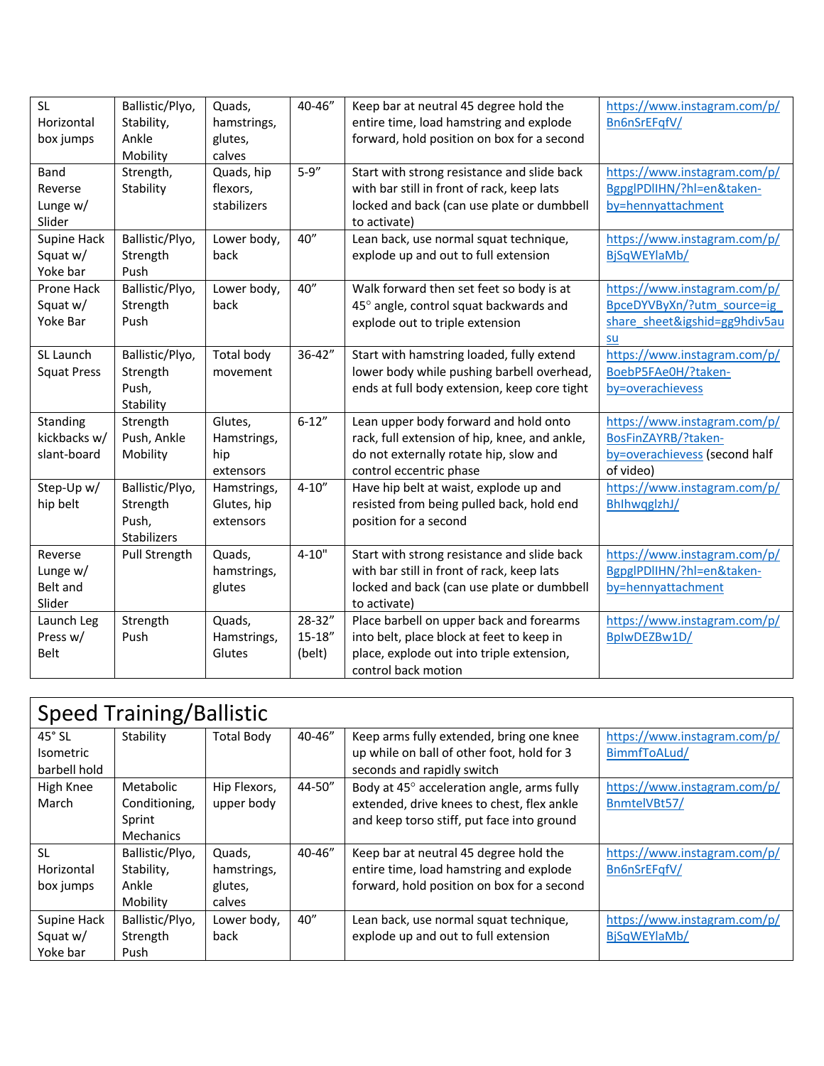| | | | | | |
|---|---|---|---|---|---|
| SL Horizontal box jumps | Ballistic/Plyo, Stability, Ankle Mobility | Quads, hamstrings, glutes, calves | 40-46" | Keep bar at neutral 45 degree hold the entire time, load hamstring and explode forward, hold position on box for a second | https://www.instagram.com/p/Bn6nSrEFqfV/ |
| Band Reverse Lunge w/ Slider | Strength, Stability | Quads, hip flexors, stabilizers | 5-9" | Start with strong resistance and slide back with bar still in front of rack, keep lats locked and back (can use plate or dumbbell to activate) | https://www.instagram.com/p/BgpglPDlIHN/?hl=en&taken-by=hennyattachment |
| Supine Hack Squat w/ Yoke bar | Ballistic/Plyo, Strength Push | Lower body, back | 40" | Lean back, use normal squat technique, explode up and out to full extension | https://www.instagram.com/p/BjSqWEYlaMb/ |
| Prone Hack Squat w/ Yoke Bar | Ballistic/Plyo, Strength Push | Lower body, back | 40" | Walk forward then set feet so body is at 45° angle, control squat backwards and explode out to triple extension | https://www.instagram.com/p/BpceDYVByXn/?utm_source=ig_share_sheet&igshid=gg9hdiv5ausu |
| SL Launch Squat Press | Ballistic/Plyo, Strength Push, Stability | Total body movement | 36-42" | Start with hamstring loaded, fully extend lower body while pushing barbell overhead, ends at full body extension, keep core tight | https://www.instagram.com/p/BoebP5FAe0H/?taken-by=overachievess |
| Standing kickbacks w/ slant-board | Strength Push, Ankle Mobility | Glutes, Hamstrings, hip extensors | 6-12" | Lean upper body forward and hold onto rack, full extension of hip, knee, and ankle, do not externally rotate hip, slow and control eccentric phase | https://www.instagram.com/p/BosFinZAYRB/?taken-by=overachievess (second half of video) |
| Step-Up w/ hip belt | Ballistic/Plyo, Strength Push, Stabilizers | Hamstrings, Glutes, hip extensors | 4-10" | Have hip belt at waist, explode up and resisted from being pulled back, hold end position for a second | https://www.instagram.com/p/BhlhwqglzhJ/ |
| Reverse Lunge w/ Belt and Slider | Pull Strength | Quads, hamstrings, glutes | 4-10" | Start with strong resistance and slide back with bar still in front of rack, keep lats locked and back (can use plate or dumbbell to activate) | https://www.instagram.com/p/BgpglPDlIHN/?hl=en&taken-by=hennyattachment |
| Launch Leg Press w/ Belt | Strength Push | Quads, Hamstrings, Glutes | 28-32" 15-18" (belt) | Place barbell on upper back and forearms into belt, place block at feet to keep in place, explode out into triple extension, control back motion | https://www.instagram.com/p/BplwDEZBw1D/ |

## Speed Training/Ballistic

| | | | | | |
|---|---|---|---|---|---|
| 45° SL Isometric barbell hold | Stability | Total Body | 40-46" | Keep arms fully extended, bring one knee up while on ball of other foot, hold for 3 seconds and rapidly switch | https://www.instagram.com/p/BimmfToALud/ |
| High Knee March | Metabolic Conditioning, Sprint Mechanics | Hip Flexors, upper body | 44-50" | Body at 45° acceleration angle, arms fully extended, drive knees to chest, flex ankle and keep torso stiff, put face into ground | https://www.instagram.com/p/BnmtelVBt57/ |
| SL Horizontal box jumps | Ballistic/Plyo, Stability, Ankle Mobility | Quads, hamstrings, glutes, calves | 40-46" | Keep bar at neutral 45 degree hold the entire time, load hamstring and explode forward, hold position on box for a second | https://www.instagram.com/p/Bn6nSrEFqfV/ |
| Supine Hack Squat w/ Yoke bar | Ballistic/Plyo, Strength Push | Lower body, back | 40" | Lean back, use normal squat technique, explode up and out to full extension | https://www.instagram.com/p/BjSqWEYlaMb/ |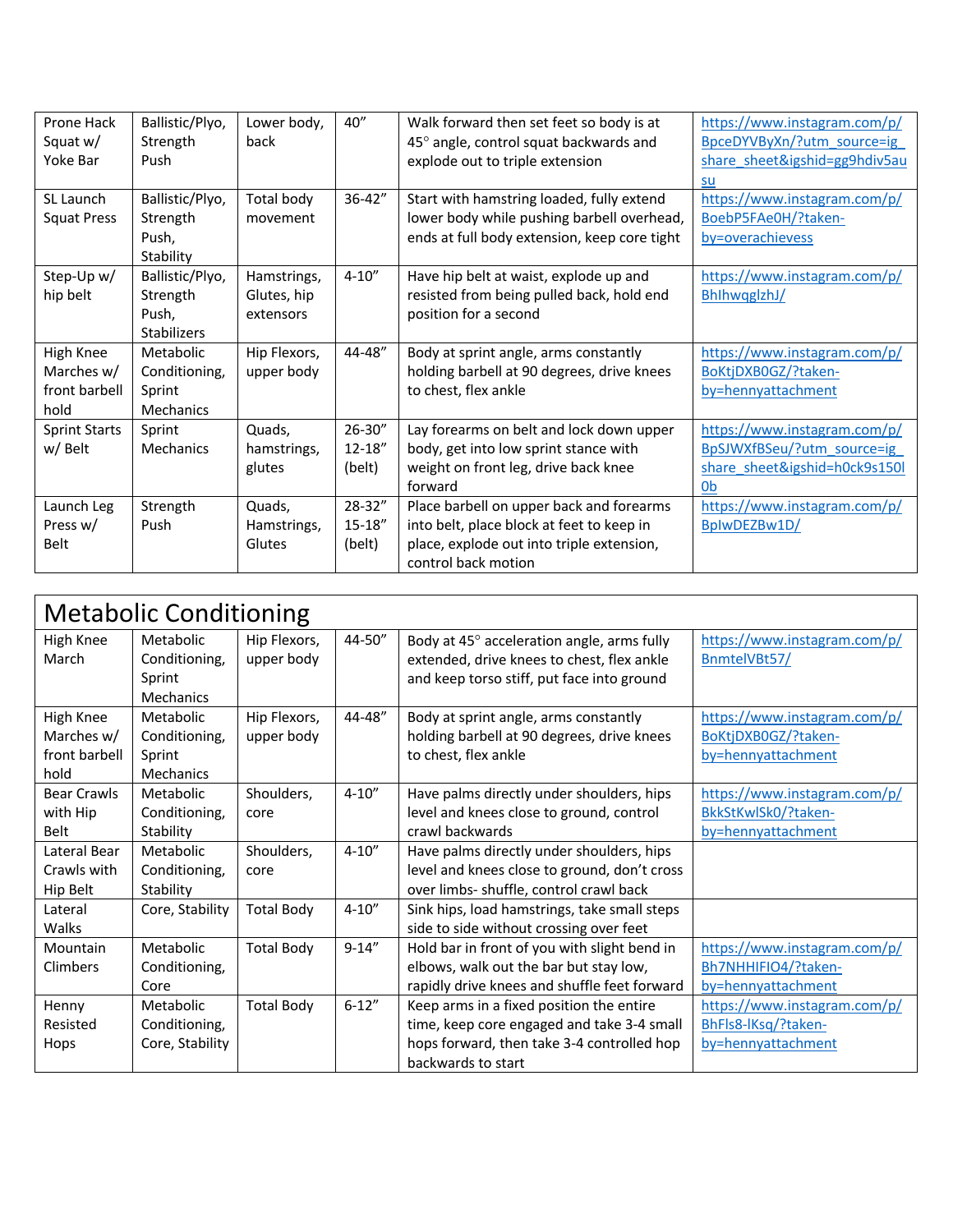| | | | | | |
|---|---|---|---|---|---|
| Prone Hack Squat w/ Yoke Bar | Ballistic/Plyo, Strength Push | Lower body, back | 40” | Walk forward then set feet so body is at 45° angle, control squat backwards and explode out to triple extension | https://www.instagram.com/p/BpceDYVByXn/?utm_source=ig_share_sheet&igshid=gg9hdiv5ausu |
| SL Launch Squat Press | Ballistic/Plyo, Strength Push, Stability | Total body movement | 36-42” | Start with hamstring loaded, fully extend lower body while pushing barbell overhead, ends at full body extension, keep core tight | https://www.instagram.com/p/BoebP5FAe0H/?taken-by=overachievess |
| Step-Up w/ hip belt | Ballistic/Plyo, Strength Push, Stabilizers | Hamstrings, Glutes, hip extensors | 4-10” | Have hip belt at waist, explode up and resisted from being pulled back, hold end position for a second | https://www.instagram.com/p/BhlhwqglzhJ/ |
| High Knee Marches w/ front barbell hold | Metabolic Conditioning, Sprint Mechanics | Hip Flexors, upper body | 44-48” | Body at sprint angle, arms constantly holding barbell at 90 degrees, drive knees to chest, flex ankle | https://www.instagram.com/p/BoKtjDXB0GZ/?taken-by=hennyattachment |
| Sprint Starts w/ Belt | Sprint Mechanics | Quads, hamstrings, glutes | 26-30” 12-18” (belt) | Lay forearms on belt and lock down upper body, get into low sprint stance with weight on front leg, drive back knee forward | https://www.instagram.com/p/BpSJWXfBSeu/?utm_source=ig_share_sheet&igshid=h0ck9s150l0b |
| Launch Leg Press w/ Belt | Strength Push | Quads, Hamstrings, Glutes | 28-32” 15-18” (belt) | Place barbell on upper back and forearms into belt, place block at feet to keep in place, explode out into triple extension, control back motion | https://www.instagram.com/p/BplwDEZBw1D/ |

## Metabolic Conditioning

| | | | | | |
|---|---|---|---|---|---|
| High Knee March | Metabolic Conditioning, Sprint Mechanics | Hip Flexors, upper body | 44-50” | Body at 45° acceleration angle, arms fully extended, drive knees to chest, flex ankle and keep torso stiff, put face into ground | https://www.instagram.com/p/BnmtelVBt57/ |
| High Knee Marches w/ front barbell hold | Metabolic Conditioning, Sprint Mechanics | Hip Flexors, upper body | 44-48” | Body at sprint angle, arms constantly holding barbell at 90 degrees, drive knees to chest, flex ankle | https://www.instagram.com/p/BoKtjDXB0GZ/?taken-by=hennyattachment |
| Bear Crawls with Hip Belt | Metabolic Conditioning, Stability | Shoulders, core | 4-10” | Have palms directly under shoulders, hips level and knees close to ground, control crawl backwards | https://www.instagram.com/p/BkkStKwlSk0/?taken-by=hennyattachment |
| Lateral Bear Crawls with Hip Belt | Metabolic Conditioning, Stability | Shoulders, core | 4-10” | Have palms directly under shoulders, hips level and knees close to ground, don’t cross over limbs- shuffle, control crawl back | |
| Lateral Walks | Core, Stability | Total Body | 4-10” | Sink hips, load hamstrings, take small steps side to side without crossing over feet | |
| Mountain Climbers | Metabolic Conditioning, Core | Total Body | 9-14” | Hold bar in front of you with slight bend in elbows, walk out the bar but stay low, rapidly drive knees and shuffle feet forward | https://www.instagram.com/p/Bh7NHHIFIO4/?taken-by=hennyattachment |
| Henny Resisted Hops | Metabolic Conditioning, Core, Stability | Total Body | 6-12” | Keep arms in a fixed position the entire time, keep core engaged and take 3-4 small hops forward, then take 3-4 controlled hop backwards to start | https://www.instagram.com/p/BhFls8-lKsq/?taken-by=hennyattachment |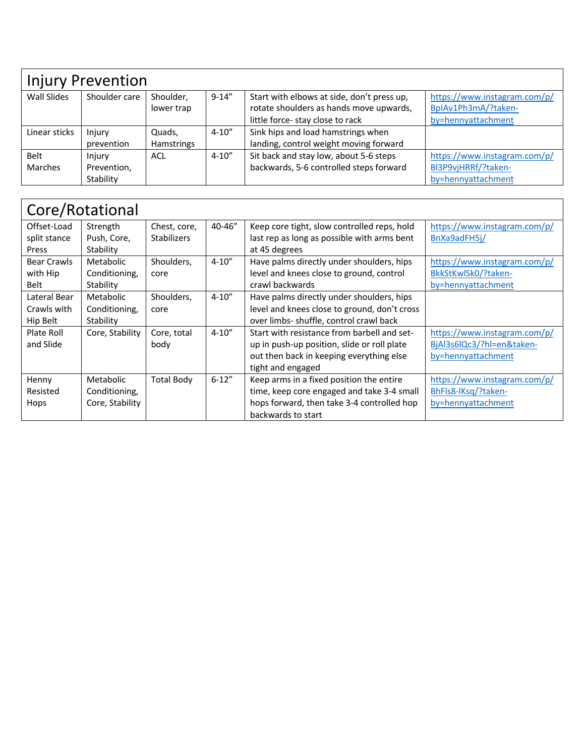## Injury Prevention

| | | | | | |
|---|---|---|---|---|---|
| Wall Slides | Shoulder care | Shoulder, lower trap | 9-14" | Start with elbows at side, don't press up, rotate shoulders as hands move upwards, little force- stay close to rack | https://www.instagram.com/p/BplAv1Ph3mA/?taken-by=hennyattachment |
| Linear sticks | Injury prevention | Quads, Hamstrings | 4-10" | Sink hips and load hamstrings when landing, control weight moving forward | |
| Belt Marches | Injury Prevention, Stability | ACL | 4-10" | Sit back and stay low, about 5-6 steps backwards, 5-6 controlled steps forward | https://www.instagram.com/p/Bl3P9vjHRRf/?taken-by=hennyattachment |

## Core/Rotational

| | | | | | |
|---|---|---|---|---|---|
| Offset-Load split stance Press | Strength Push, Core, Stability | Chest, core, Stabilizers | 40-46" | Keep core tight, slow controlled reps, hold last rep as long as possible with arms bent at 45 degrees | https://www.instagram.com/p/BnXa9adFH5j/ |
| Bear Crawls with Hip Belt | Metabolic Conditioning, Stability | Shoulders, core | 4-10" | Have palms directly under shoulders, hips level and knees close to ground, control crawl backwards | https://www.instagram.com/p/BkkStKwlSk0/?taken-by=hennyattachment |
| Lateral Bear Crawls with Hip Belt | Metabolic Conditioning, Stability | Shoulders, core | 4-10" | Have palms directly under shoulders, hips level and knees close to ground, don't cross over limbs- shuffle, control crawl back | |
| Plate Roll and Slide | Core, Stability | Core, total body | 4-10" | Start with resistance from barbell and set-up in push-up position, slide or roll plate out then back in keeping everything else tight and engaged | https://www.instagram.com/p/BjAl3s6lQc3/?hl=en&taken-by=hennyattachment |
| Henny Resisted Hops | Metabolic Conditioning, Core, Stability | Total Body | 6-12" | Keep arms in a fixed position the entire time, keep core engaged and take 3-4 small hops forward, then take 3-4 controlled hop backwards to start | https://www.instagram.com/p/BhFls8-lKsq/?taken-by=hennyattachment |